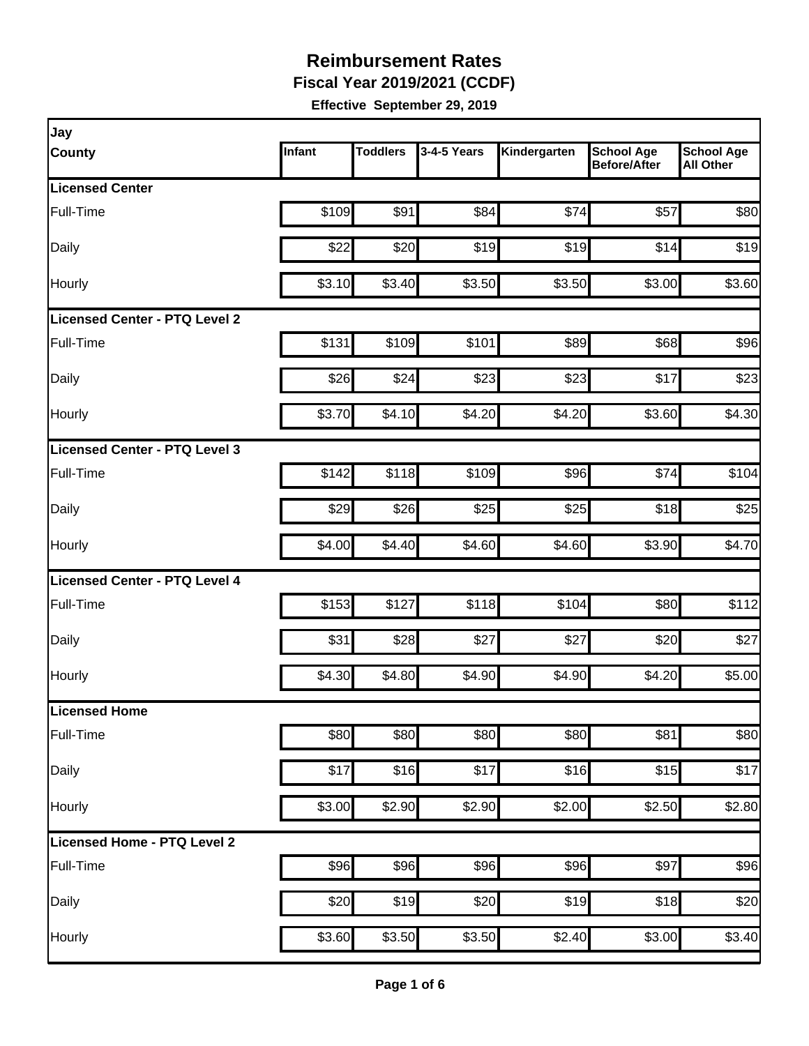# Reimbursement Rates

## Fiscal Year 2019/2021 (CCDF)

**Effective September 29, 2019**

| Jay County | Infant | Toddlers | 3-4-5 Years | Kindergarten | School Age Before/After | School Age All Other |
|---|---|---|---|---|---|---|
| **Licensed Center** | | | | | | |
| Full-Time | $109 | $91 | $84 | $74 | $57 | $80 |
| Daily | $22 | $20 | $19 | $19 | $14 | $19 |
| Hourly | $3.10 | $3.40 | $3.50 | $3.50 | $3.00 | $3.60 |
| **Licensed Center - PTQ Level 2** | | | | | | |
| Full-Time | $131 | $109 | $101 | $89 | $68 | $96 |
| Daily | $26 | $24 | $23 | $23 | $17 | $23 |
| Hourly | $3.70 | $4.10 | $4.20 | $4.20 | $3.60 | $4.30 |
| **Licensed Center - PTQ Level 3** | | | | | | |
| Full-Time | $142 | $118 | $109 | $96 | $74 | $104 |
| Daily | $29 | $26 | $25 | $25 | $18 | $25 |
| Hourly | $4.00 | $4.40 | $4.60 | $4.60 | $3.90 | $4.70 |
| **Licensed Center - PTQ Level 4** | | | | | | |
| Full-Time | $153 | $127 | $118 | $104 | $80 | $112 |
| Daily | $31 | $28 | $27 | $27 | $20 | $27 |
| Hourly | $4.30 | $4.80 | $4.90 | $4.90 | $4.20 | $5.00 |
| **Licensed Home** | | | | | | |
| Full-Time | $80 | $80 | $80 | $80 | $81 | $80 |
| Daily | $17 | $16 | $17 | $16 | $15 | $17 |
| Hourly | $3.00 | $2.90 | $2.90 | $2.00 | $2.50 | $2.80 |
| **Licensed Home - PTQ Level 2** | | | | | | |
| Full-Time | $96 | $96 | $96 | $96 | $97 | $96 |
| Daily | $20 | $19 | $20 | $19 | $18 | $20 |
| Hourly | $3.60 | $3.50 | $3.50 | $2.40 | $3.00 | $3.40 |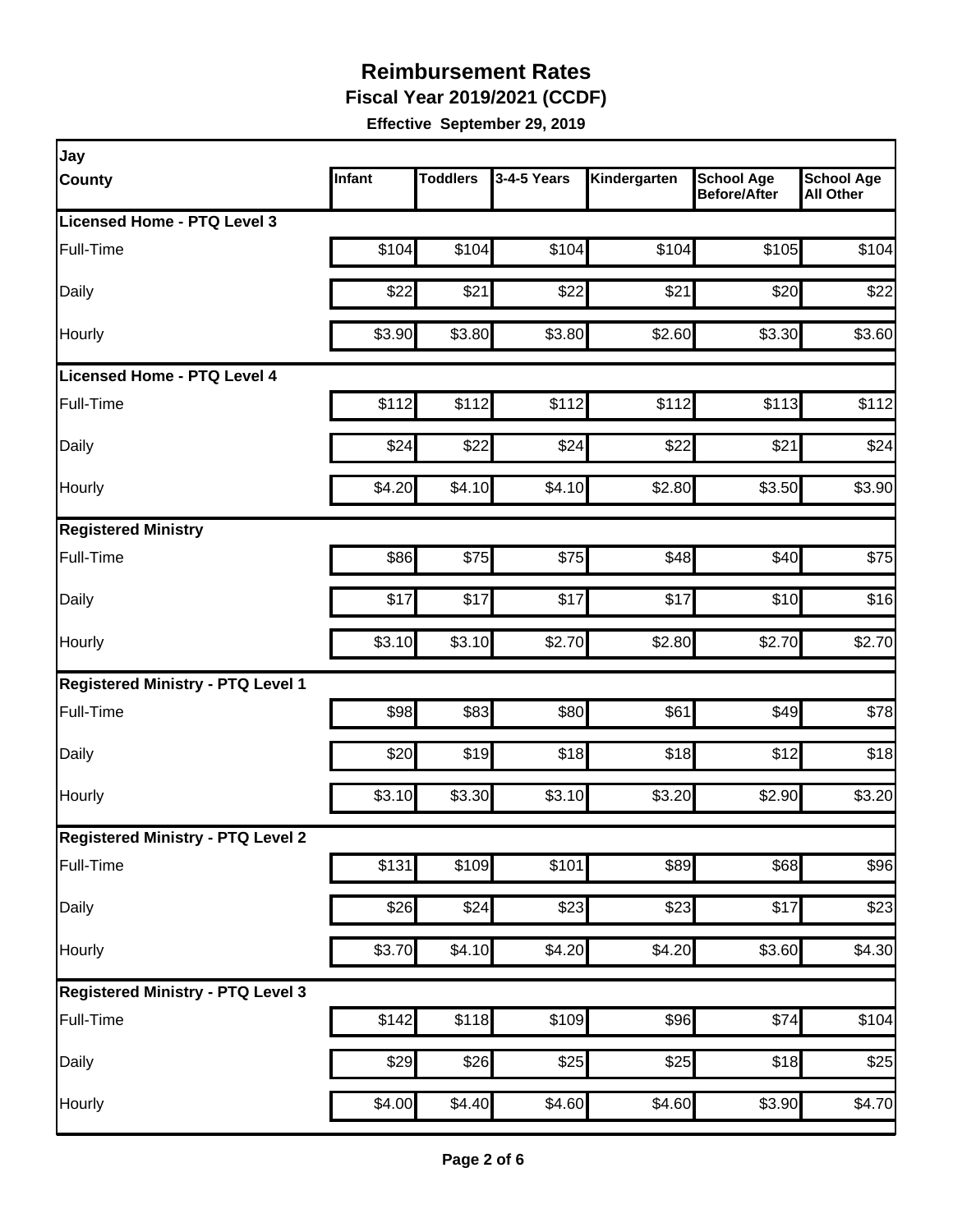# Reimbursement Rates

**Fiscal Year 2019/2021 (CCDF)**

**Effective September 29, 2019**

| Jay County | Infant | Toddlers | 3-4-5 Years | Kindergarten | School Age Before/After | School Age All Other |
|---|---|---|---|---|---|---|
| **Licensed Home - PTQ Level 3** | | | | | | |
| Full-Time | $104 | $104 | $104 | $104 | $105 | $104 |
| Daily | $22 | $21 | $22 | $21 | $20 | $22 |
| Hourly | $3.90 | $3.80 | $3.80 | $2.60 | $3.30 | $3.60 |
| **Licensed Home - PTQ Level 4** | | | | | | |
| Full-Time | $112 | $112 | $112 | $112 | $113 | $112 |
| Daily | $24 | $22 | $24 | $22 | $21 | $24 |
| Hourly | $4.20 | $4.10 | $4.10 | $2.80 | $3.50 | $3.90 |
| **Registered Ministry** | | | | | | |
| Full-Time | $86 | $75 | $75 | $48 | $40 | $75 |
| Daily | $17 | $17 | $17 | $17 | $10 | $16 |
| Hourly | $3.10 | $3.10 | $2.70 | $2.80 | $2.70 | $2.70 |
| **Registered Ministry - PTQ Level 1** | | | | | | |
| Full-Time | $98 | $83 | $80 | $61 | $49 | $78 |
| Daily | $20 | $19 | $18 | $18 | $12 | $18 |
| Hourly | $3.10 | $3.30 | $3.10 | $3.20 | $2.90 | $3.20 |
| **Registered Ministry - PTQ Level 2** | | | | | | |
| Full-Time | $131 | $109 | $101 | $89 | $68 | $96 |
| Daily | $26 | $24 | $23 | $23 | $17 | $23 |
| Hourly | $3.70 | $4.10 | $4.20 | $4.20 | $3.60 | $4.30 |
| **Registered Ministry - PTQ Level 3** | | | | | | |
| Full-Time | $142 | $118 | $109 | $96 | $74 | $104 |
| Daily | $29 | $26 | $25 | $25 | $18 | $25 |
| Hourly | $4.00 | $4.40 | $4.60 | $4.60 | $3.90 | $4.70 |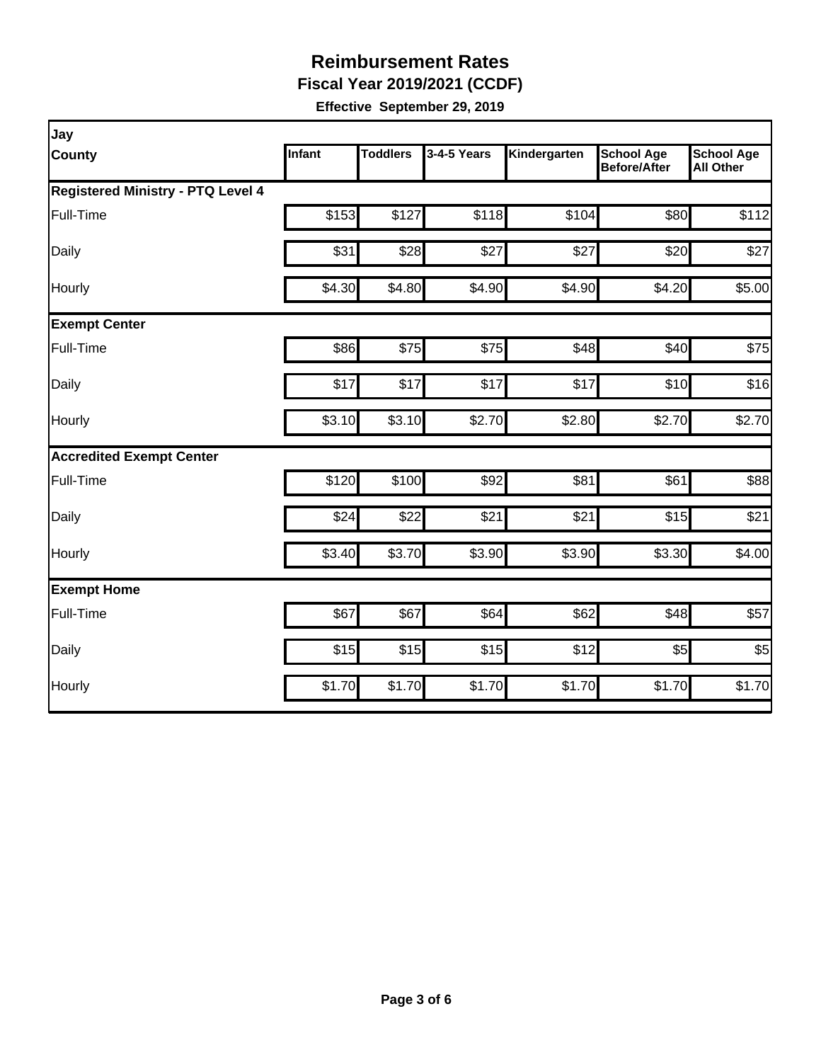# Reimbursement Rates

**Fiscal Year 2019/2021 (CCDF)**

**Effective September 29, 2019**

| Jay County | Infant | Toddlers | 3-4-5 Years | Kindergarten | School Age Before/After | School Age All Other |
|---|---|---|---|---|---|---|
| **Registered Ministry - PTQ Level 4** | | | | | | |
| Full-Time | $153 | $127 | $118 | $104 | $80 | $112 |
| Daily | $31 | $28 | $27 | $27 | $20 | $27 |
| Hourly | $4.30 | $4.80 | $4.90 | $4.90 | $4.20 | $5.00 |
| **Exempt Center** | | | | | | |
| Full-Time | $86 | $75 | $75 | $48 | $40 | $75 |
| Daily | $17 | $17 | $17 | $17 | $10 | $16 |
| Hourly | $3.10 | $3.10 | $2.70 | $2.80 | $2.70 | $2.70 |
| **Accredited Exempt Center** | | | | | | |
| Full-Time | $120 | $100 | $92 | $81 | $61 | $88 |
| Daily | $24 | $22 | $21 | $21 | $15 | $21 |
| Hourly | $3.40 | $3.70 | $3.90 | $3.90 | $3.30 | $4.00 |
| **Exempt Home** | | | | | | |
| Full-Time | $67 | $67 | $64 | $62 | $48 | $57 |
| Daily | $15 | $15 | $15 | $12 | $5 | $5 |
| Hourly | $1.70 | $1.70 | $1.70 | $1.70 | $1.70 | $1.70 |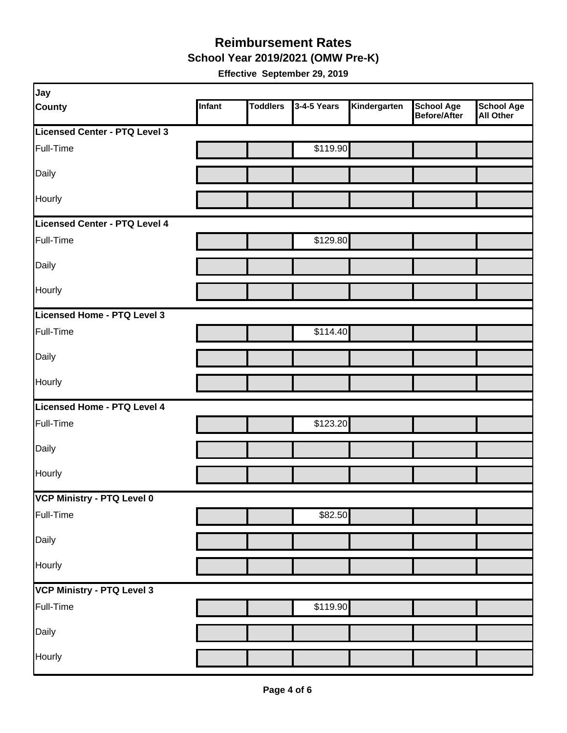# Reimbursement Rates

## School Year 2019/2021 (OMW Pre-K)

**Effective September 29, 2019**

| Jay County | Infant | Toddlers | 3-4-5 Years | Kindergarten | School Age Before/After | School Age All Other |
|---|---|---|---|---|---|---|
| **Licensed Center - PTQ Level 3** | | | | | | |
| Full-Time | | | $119.90 | | | |
| Daily | | | | | | |
| Hourly | | | | | | |
| **Licensed Center - PTQ Level 4** | | | | | | |
| Full-Time | | | $129.80 | | | |
| Daily | | | | | | |
| Hourly | | | | | | |
| **Licensed Home - PTQ Level 3** | | | | | | |
| Full-Time | | | $114.40 | | | |
| Daily | | | | | | |
| Hourly | | | | | | |
| **Licensed Home - PTQ Level 4** | | | | | | |
| Full-Time | | | $123.20 | | | |
| Daily | | | | | | |
| Hourly | | | | | | |
| **VCP Ministry - PTQ Level 0** | | | | | | |
| Full-Time | | | $82.50 | | | |
| Daily | | | | | | |
| Hourly | | | | | | |
| **VCP Ministry - PTQ Level 3** | | | | | | |
| Full-Time | | | $119.90 | | | |
| Daily | | | | | | |
| Hourly | | | | | | |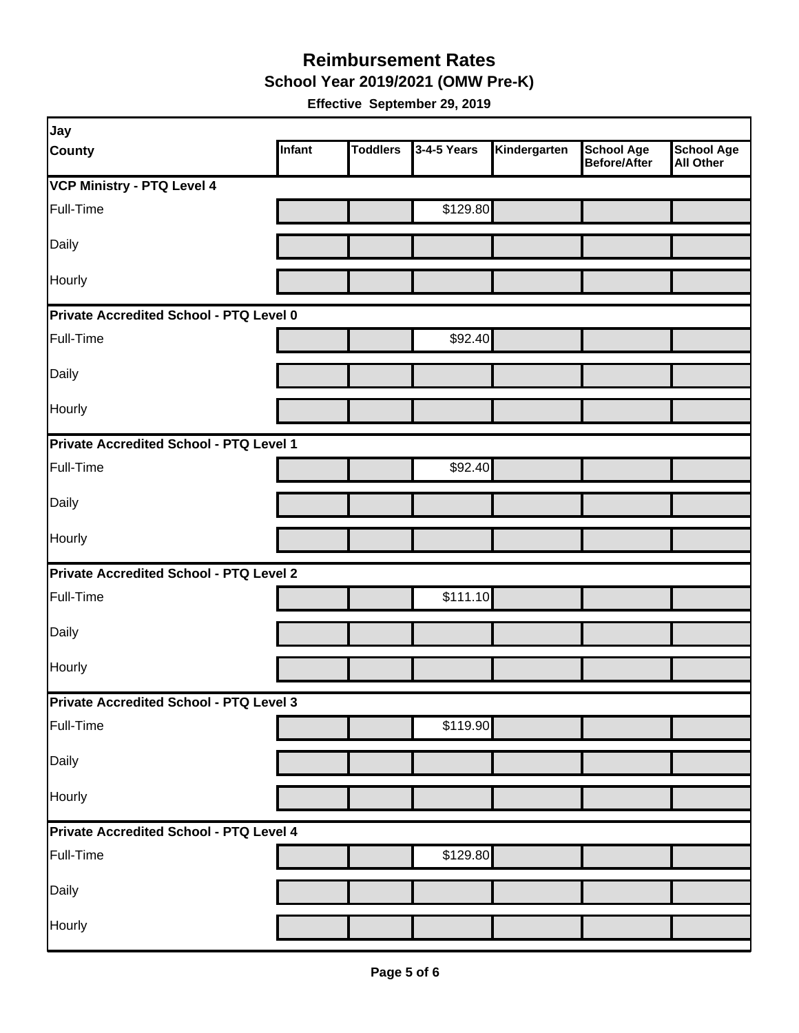# Reimbursement Rates

## School Year 2019/2021 (OMW Pre-K)

**Effective September 29, 2019**

| Jay County | Infant | Toddlers | 3-4-5 Years | Kindergarten | School Age Before/After | School Age All Other |
|---|---|---|---|---|---|---|
| **VCP Ministry - PTQ Level 4** | | | | | | |
| Full-Time | | | $129.80 | | | |
| Daily | | | | | | |
| Hourly | | | | | | |
| **Private Accredited School - PTQ Level 0** | | | | | | |
| Full-Time | | | $92.40 | | | |
| Daily | | | | | | |
| Hourly | | | | | | |
| **Private Accredited School - PTQ Level 1** | | | | | | |
| Full-Time | | | $92.40 | | | |
| Daily | | | | | | |
| Hourly | | | | | | |
| **Private Accredited School - PTQ Level 2** | | | | | | |
| Full-Time | | | $111.10 | | | |
| Daily | | | | | | |
| Hourly | | | | | | |
| **Private Accredited School - PTQ Level 3** | | | | | | |
| Full-Time | | | $119.90 | | | |
| Daily | | | | | | |
| Hourly | | | | | | |
| **Private Accredited School - PTQ Level 4** | | | | | | |
| Full-Time | | | $129.80 | | | |
| Daily | | | | | | |
| Hourly | | | | | | |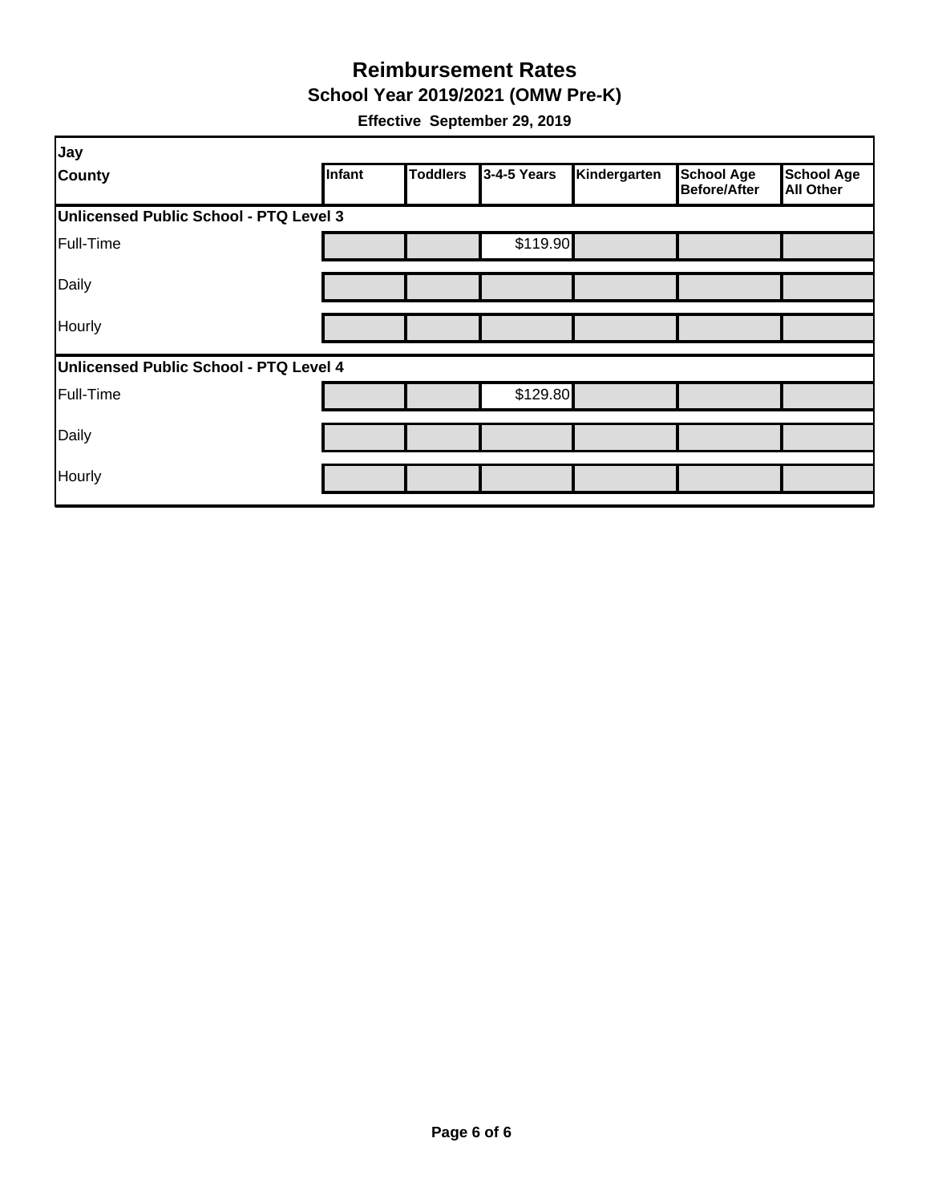# Reimbursement Rates

## School Year 2019/2021 (OMW Pre-K)

**Effective September 29, 2019**

| Jay County | Infant | Toddlers | 3-4-5 Years | Kindergarten | School Age Before/After | School Age All Other |
|---|---|---|---|---|---|---|
| **Unlicensed Public School - PTQ Level 3** | | | | | | |
| Full-Time | | | $119.90 | | | |
| Daily | | | | | | |
| Hourly | | | | | | |
| **Unlicensed Public School - PTQ Level 4** | | | | | | |
| Full-Time | | | $129.80 | | | |
| Daily | | | | | | |
| Hourly | | | | | | |